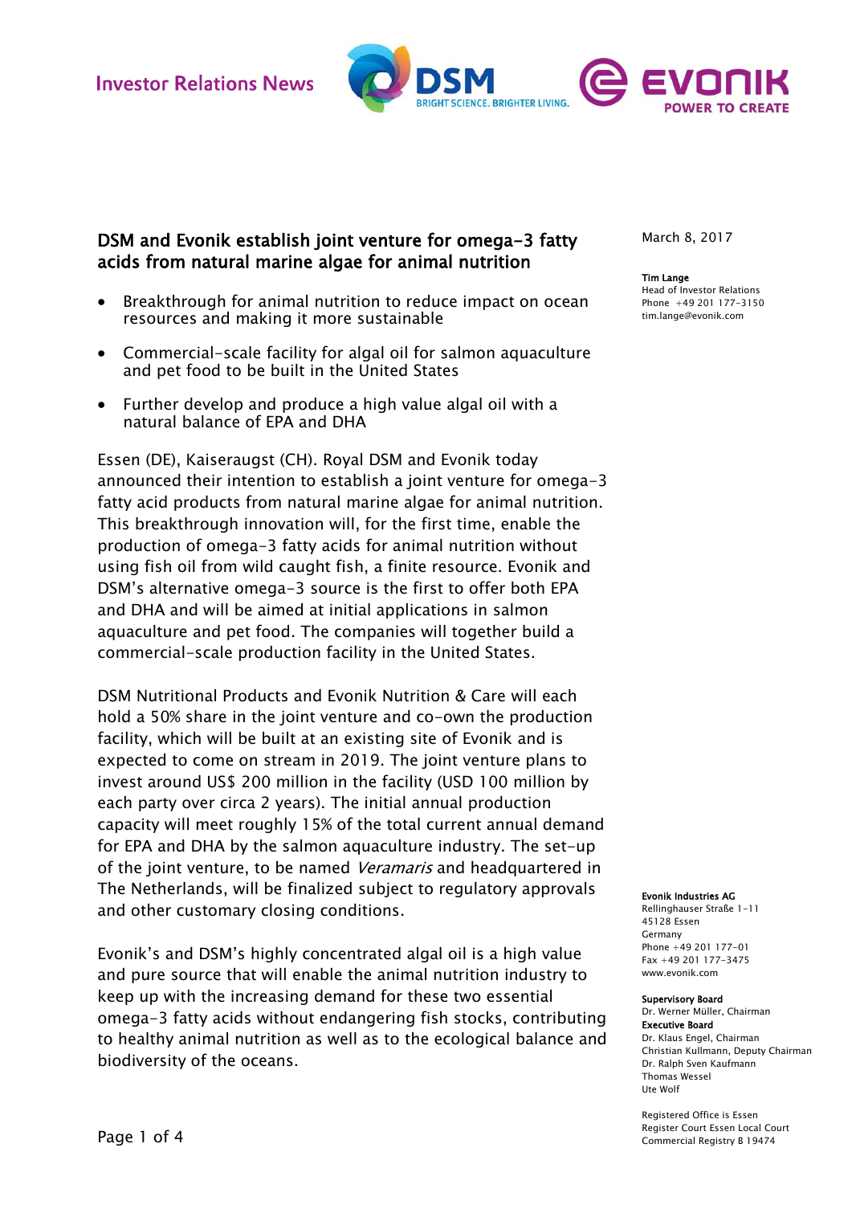Investor Relations News

# DSM and Evonik establish joint venture for omega-3 fatty acids from natural marine algae for animal nutrition

March 8, 2017

**Tim Lange**
Head of Investor Relations
Phone +49 201 177-3150
tim.lange@evonik.com

- Breakthrough for animal nutrition to reduce impact on ocean resources and making it more sustainable
- Commercial-scale facility for algal oil for salmon aquaculture and pet food to be built in the United States
- Further develop and produce a high value algal oil with a natural balance of EPA and DHA

Essen (DE), Kaiseraugst (CH). Royal DSM and Evonik today announced their intention to establish a joint venture for omega-3 fatty acid products from natural marine algae for animal nutrition. This breakthrough innovation will, for the first time, enable the production of omega-3 fatty acids for animal nutrition without using fish oil from wild caught fish, a finite resource. Evonik and DSM's alternative omega-3 source is the first to offer both EPA and DHA and will be aimed at initial applications in salmon aquaculture and pet food. The companies will together build a commercial-scale production facility in the United States.

DSM Nutritional Products and Evonik Nutrition & Care will each hold a 50% share in the joint venture and co-own the production facility, which will be built at an existing site of Evonik and is expected to come on stream in 2019. The joint venture plans to invest around US$ 200 million in the facility (USD 100 million by each party over circa 2 years). The initial annual production capacity will meet roughly 15% of the total current annual demand for EPA and DHA by the salmon aquaculture industry. The set-up of the joint venture, to be named *Veramaris* and headquartered in The Netherlands, will be finalized subject to regulatory approvals and other customary closing conditions.

Evonik's and DSM's highly concentrated algal oil is a high value and pure source that will enable the animal nutrition industry to keep up with the increasing demand for these two essential omega-3 fatty acids without endangering fish stocks, contributing to healthy animal nutrition as well as to the ecological balance and biodiversity of the oceans.

**Evonik Industries AG**
Rellinghauser Straße 1-11
45128 Essen
Germany
Phone +49 201 177-01
Fax +49 201 177-3475
www.evonik.com

**Supervisory Board**
Dr. Werner Müller, Chairman
**Executive Board**
Dr. Klaus Engel, Chairman
Christian Kullmann, Deputy Chairman
Dr. Ralph Sven Kaufmann
Thomas Wessel
Ute Wolf

Registered Office is Essen
Register Court Essen Local Court
Commercial Registry B 19474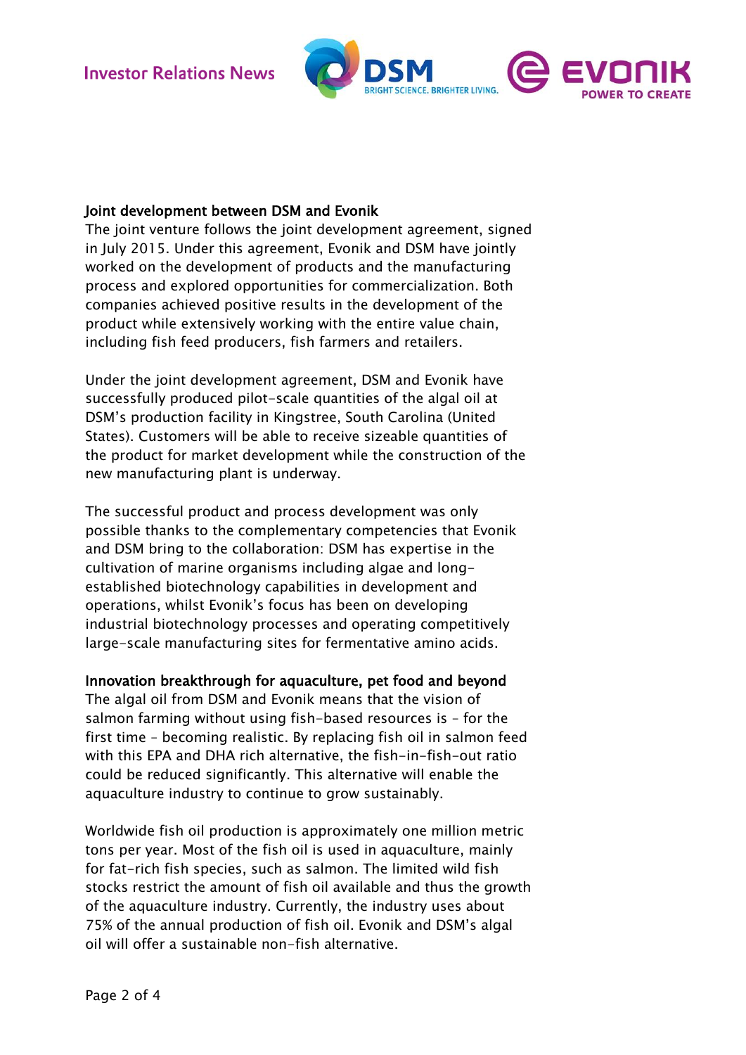## Joint development between DSM and Evonik

The joint venture follows the joint development agreement, signed in July 2015. Under this agreement, Evonik and DSM have jointly worked on the development of products and the manufacturing process and explored opportunities for commercialization. Both companies achieved positive results in the development of the product while extensively working with the entire value chain, including fish feed producers, fish farmers and retailers.

Under the joint development agreement, DSM and Evonik have successfully produced pilot-scale quantities of the algal oil at DSM's production facility in Kingstree, South Carolina (United States). Customers will be able to receive sizeable quantities of the product for market development while the construction of the new manufacturing plant is underway.

The successful product and process development was only possible thanks to the complementary competencies that Evonik and DSM bring to the collaboration: DSM has expertise in the cultivation of marine organisms including algae and long-established biotechnology capabilities in development and operations, whilst Evonik's focus has been on developing industrial biotechnology processes and operating competitively large-scale manufacturing sites for fermentative amino acids.

## Innovation breakthrough for aquaculture, pet food and beyond

The algal oil from DSM and Evonik means that the vision of salmon farming without using fish-based resources is – for the first time – becoming realistic. By replacing fish oil in salmon feed with this EPA and DHA rich alternative, the fish-in-fish-out ratio could be reduced significantly. This alternative will enable the aquaculture industry to continue to grow sustainably.

Worldwide fish oil production is approximately one million metric tons per year. Most of the fish oil is used in aquaculture, mainly for fat-rich fish species, such as salmon. The limited wild fish stocks restrict the amount of fish oil available and thus the growth of the aquaculture industry. Currently, the industry uses about 75% of the annual production of fish oil. Evonik and DSM's algal oil will offer a sustainable non-fish alternative.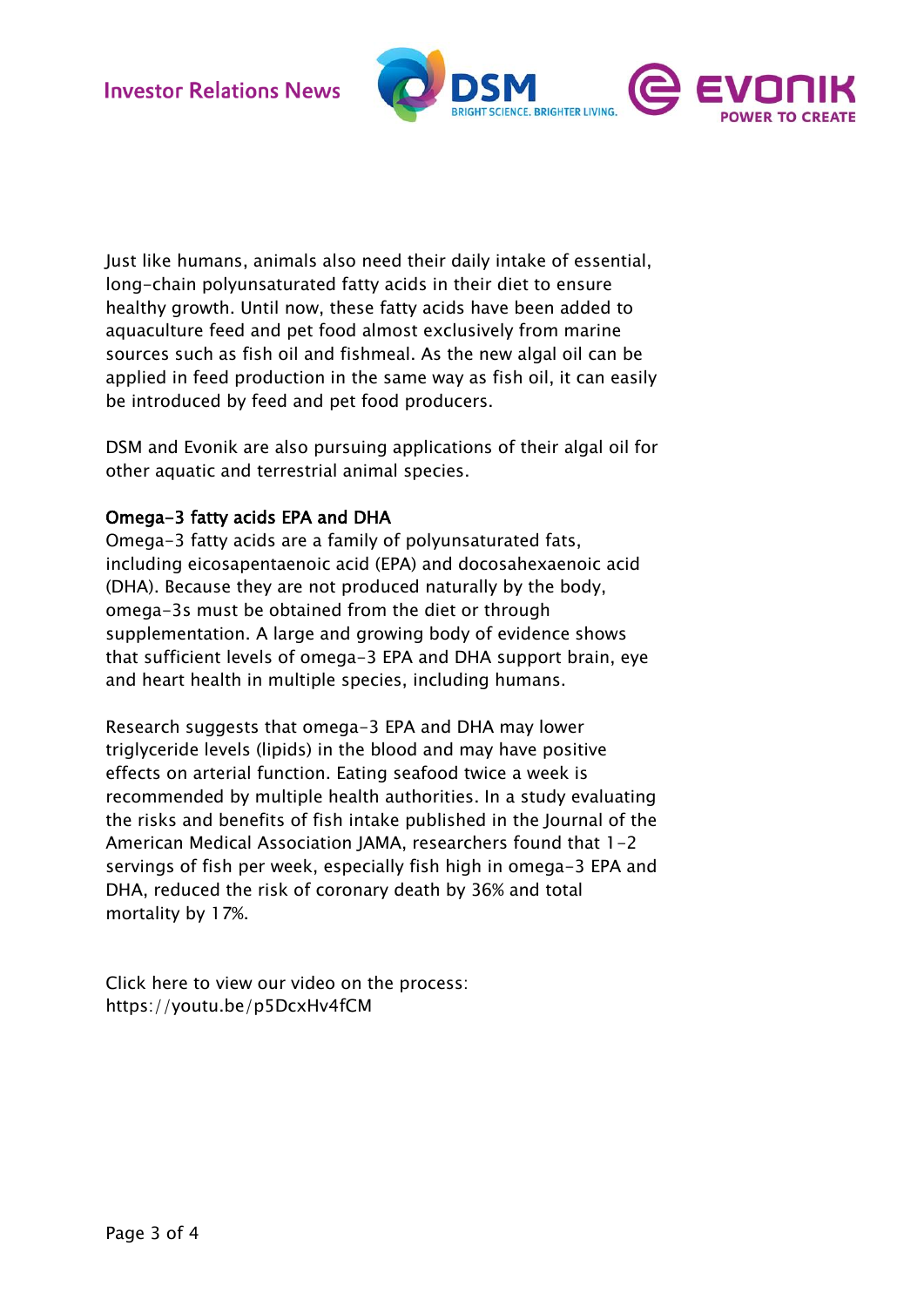Just like humans, animals also need their daily intake of essential, long-chain polyunsaturated fatty acids in their diet to ensure healthy growth. Until now, these fatty acids have been added to aquaculture feed and pet food almost exclusively from marine sources such as fish oil and fishmeal. As the new algal oil can be applied in feed production in the same way as fish oil, it can easily be introduced by feed and pet food producers.

DSM and Evonik are also pursuing applications of their algal oil for other aquatic and terrestrial animal species.

### Omega-3 fatty acids EPA and DHA

Omega-3 fatty acids are a family of polyunsaturated fats, including eicosapentaenoic acid (EPA) and docosahexaenoic acid (DHA). Because they are not produced naturally by the body, omega-3s must be obtained from the diet or through supplementation. A large and growing body of evidence shows that sufficient levels of omega-3 EPA and DHA support brain, eye and heart health in multiple species, including humans.

Research suggests that omega-3 EPA and DHA may lower triglyceride levels (lipids) in the blood and may have positive effects on arterial function. Eating seafood twice a week is recommended by multiple health authorities. In a study evaluating the risks and benefits of fish intake published in the Journal of the American Medical Association JAMA, researchers found that 1-2 servings of fish per week, especially fish high in omega-3 EPA and DHA, reduced the risk of coronary death by 36% and total mortality by 17%.

Click here to view our video on the process:
https://youtu.be/p5DcxHv4fCM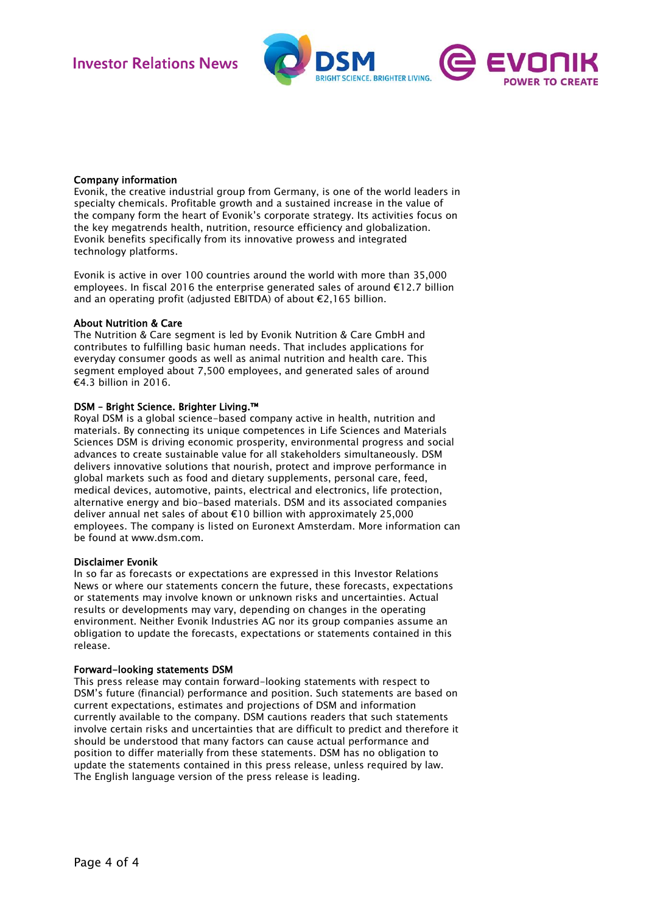**Company information**
Evonik, the creative industrial group from Germany, is one of the world leaders in specialty chemicals. Profitable growth and a sustained increase in the value of the company form the heart of Evonik's corporate strategy. Its activities focus on the key megatrends health, nutrition, resource efficiency and globalization. Evonik benefits specifically from its innovative prowess and integrated technology platforms.

Evonik is active in over 100 countries around the world with more than 35,000 employees. In fiscal 2016 the enterprise generated sales of around €12.7 billion and an operating profit (adjusted EBITDA) of about €2,165 billion.

**About Nutrition & Care**
The Nutrition & Care segment is led by Evonik Nutrition & Care GmbH and contributes to fulfilling basic human needs. That includes applications for everyday consumer goods as well as animal nutrition and health care. This segment employed about 7,500 employees, and generated sales of around €4.3 billion in 2016.

**DSM - Bright Science. Brighter Living.™**
Royal DSM is a global science-based company active in health, nutrition and materials. By connecting its unique competences in Life Sciences and Materials Sciences DSM is driving economic prosperity, environmental progress and social advances to create sustainable value for all stakeholders simultaneously. DSM delivers innovative solutions that nourish, protect and improve performance in global markets such as food and dietary supplements, personal care, feed, medical devices, automotive, paints, electrical and electronics, life protection, alternative energy and bio-based materials. DSM and its associated companies deliver annual net sales of about €10 billion with approximately 25,000 employees. The company is listed on Euronext Amsterdam. More information can be found at www.dsm.com.

**Disclaimer Evonik**
In so far as forecasts or expectations are expressed in this Investor Relations News or where our statements concern the future, these forecasts, expectations or statements may involve known or unknown risks and uncertainties. Actual results or developments may vary, depending on changes in the operating environment. Neither Evonik Industries AG nor its group companies assume an obligation to update the forecasts, expectations or statements contained in this release.

**Forward-looking statements DSM**
This press release may contain forward-looking statements with respect to DSM's future (financial) performance and position. Such statements are based on current expectations, estimates and projections of DSM and information currently available to the company. DSM cautions readers that such statements involve certain risks and uncertainties that are difficult to predict and therefore it should be understood that many factors can cause actual performance and position to differ materially from these statements. DSM has no obligation to update the statements contained in this press release, unless required by law. The English language version of the press release is leading.